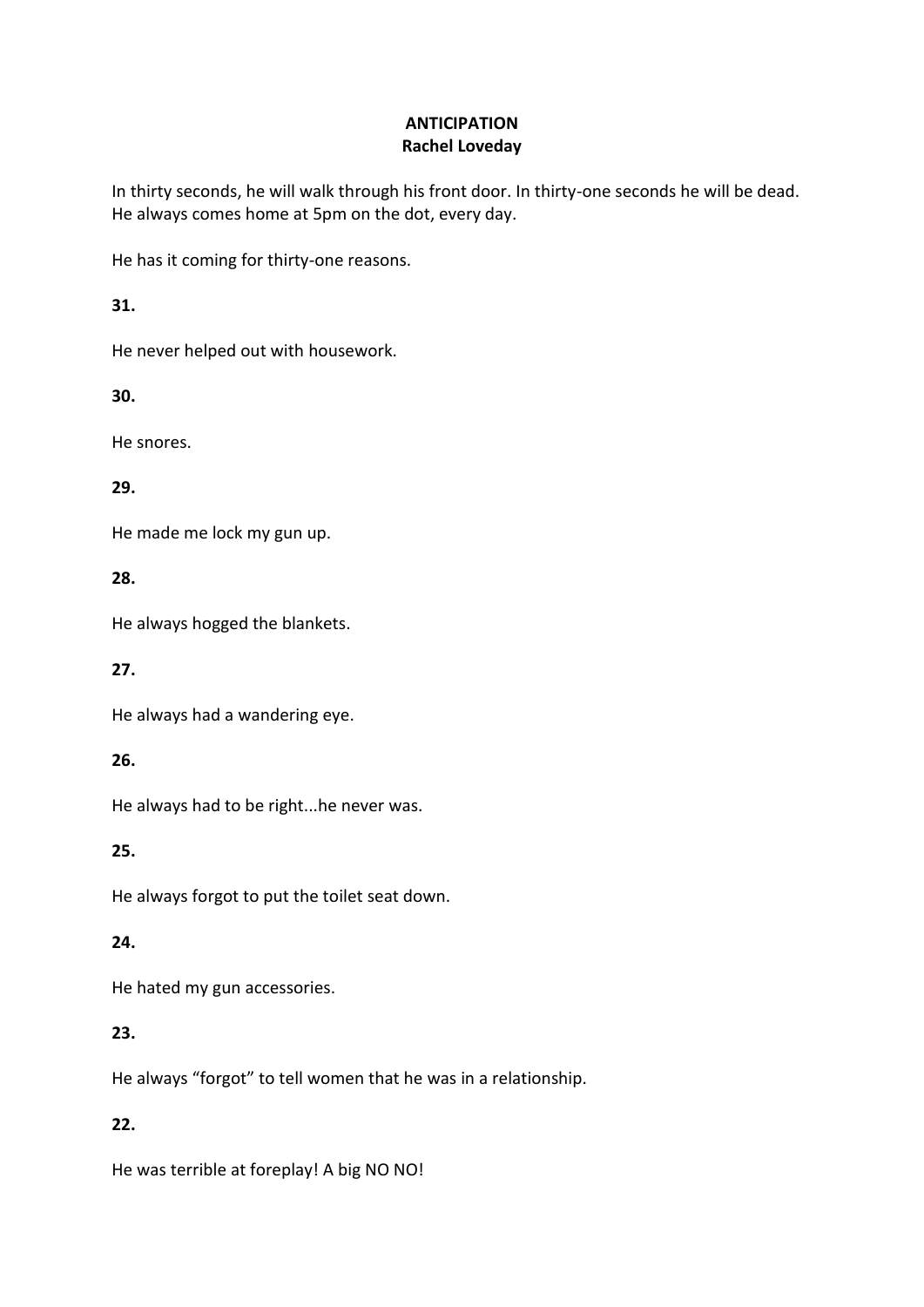# ANTICIPATION

**Rachel Loveday**

In thirty seconds, he will walk through his front door. In thirty-one seconds he will be dead. He always comes home at 5pm on the dot, every day.

He has it coming for thirty-one reasons.

**31.**

He never helped out with housework.

**30.**

He snores.

**29.**

He made me lock my gun up.

**28.**

He always hogged the blankets.

**27.**

He always had a wandering eye.

**26.**

He always had to be right...he never was.

**25.**

He always forgot to put the toilet seat down.

**24.**

He hated my gun accessories.

**23.**

He always "forgot" to tell women that he was in a relationship.

**22.**

He was terrible at foreplay! A big NO NO!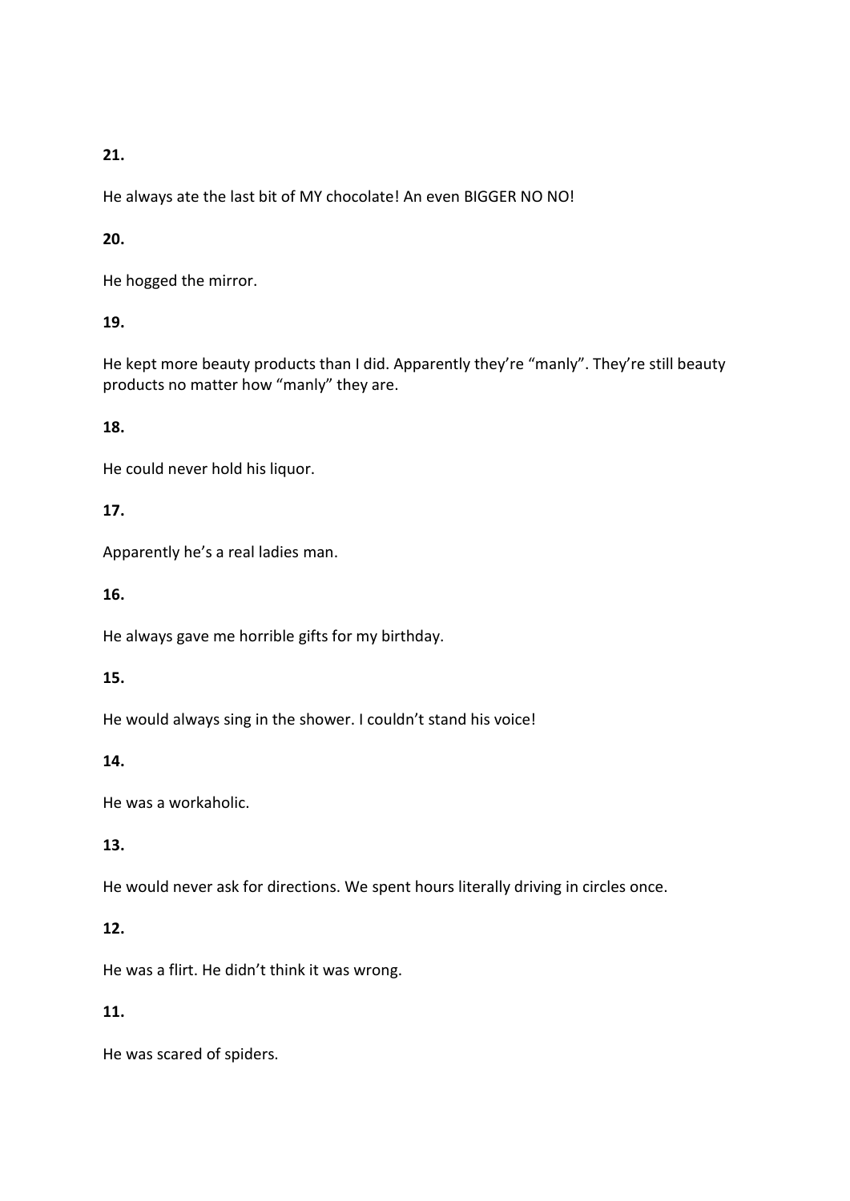**21.**

He always ate the last bit of MY chocolate! An even BIGGER NO NO!

**20.**

He hogged the mirror.

**19.**

He kept more beauty products than I did. Apparently they're "manly". They're still beauty products no matter how "manly" they are.

**18.**

He could never hold his liquor.

**17.**

Apparently he's a real ladies man.

**16.**

He always gave me horrible gifts for my birthday.

**15.**

He would always sing in the shower. I couldn't stand his voice!

**14.**

He was a workaholic.

**13.**

He would never ask for directions. We spent hours literally driving in circles once.

**12.**

He was a flirt. He didn't think it was wrong.

**11.**

He was scared of spiders.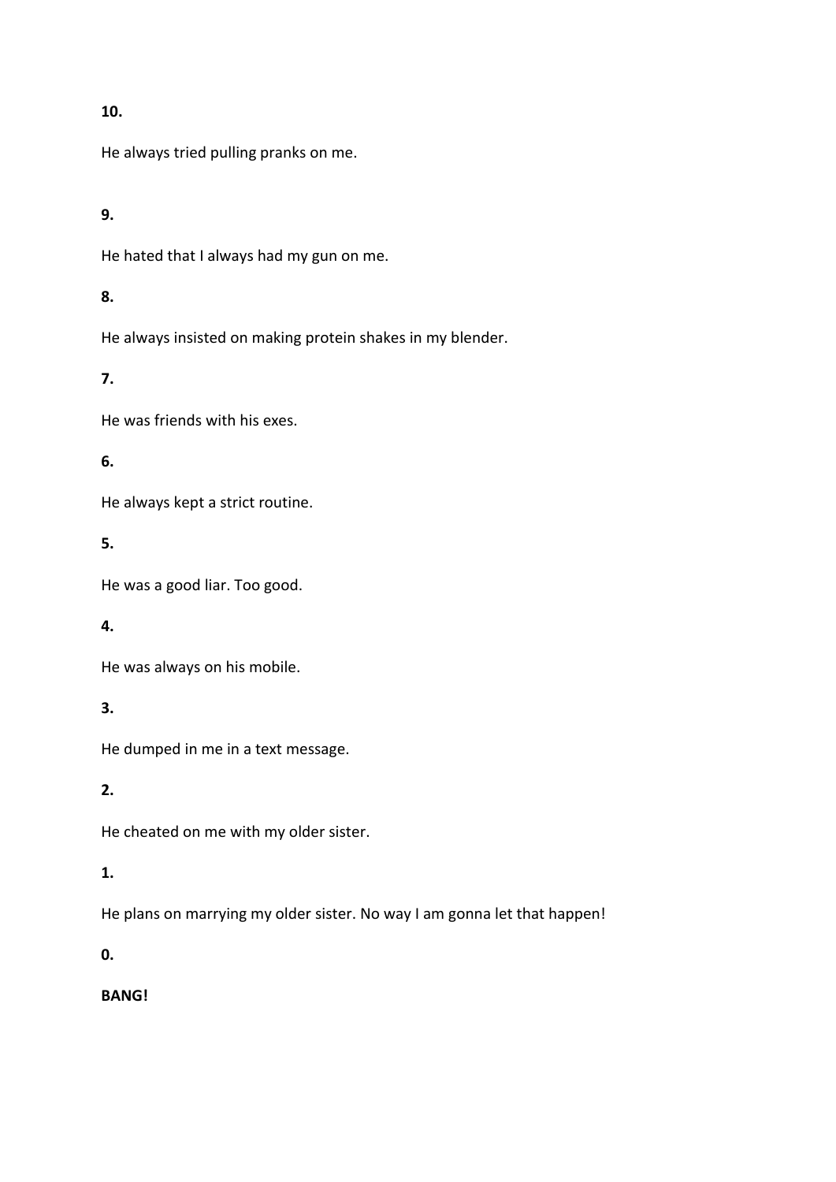**10.**

He always tried pulling pranks on me.

**9.**

He hated that I always had my gun on me.

**8.**

He always insisted on making protein shakes in my blender.

**7.**

He was friends with his exes.

**6.**

He always kept a strict routine.

**5.**

He was a good liar. Too good.

**4.**

He was always on his mobile.

**3.**

He dumped in me in a text message.

**2.**

He cheated on me with my older sister.

**1.**

He plans on marrying my older sister. No way I am gonna let that happen!

**0.**

**BANG!**